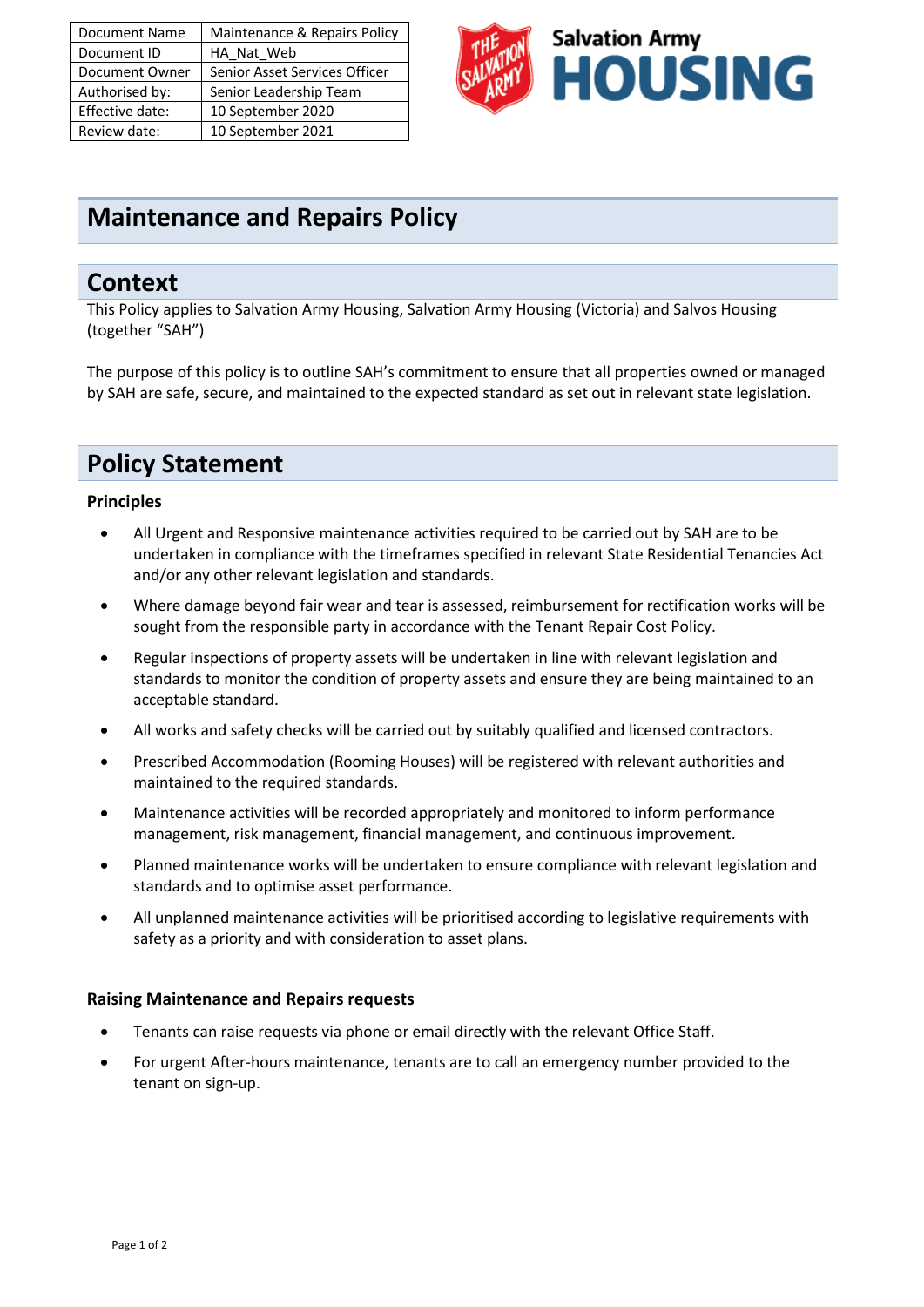| Document Name | Maintenance & Repairs Policy |
| --- | --- |
| Document ID | HA_Nat_Web |
| Document Owner | Senior Asset Services Officer |
| Authorised by: | Senior Leadership Team |
| Effective date: | 10 September 2020 |
| Review date: | 10 September 2021 |

Salvation Army HOUSING

# Maintenance and Repairs Policy

## Context

This Policy applies to Salvation Army Housing, Salvation Army Housing (Victoria) and Salvos Housing (together "SAH")

The purpose of this policy is to outline SAH's commitment to ensure that all properties owned or managed by SAH are safe, secure, and maintained to the expected standard as set out in relevant state legislation.

## Policy Statement

### Principles

- All Urgent and Responsive maintenance activities required to be carried out by SAH are to be undertaken in compliance with the timeframes specified in relevant State Residential Tenancies Act and/or any other relevant legislation and standards.
- Where damage beyond fair wear and tear is assessed, reimbursement for rectification works will be sought from the responsible party in accordance with the Tenant Repair Cost Policy.
- Regular inspections of property assets will be undertaken in line with relevant legislation and standards to monitor the condition of property assets and ensure they are being maintained to an acceptable standard.
- All works and safety checks will be carried out by suitably qualified and licensed contractors.
- Prescribed Accommodation (Rooming Houses) will be registered with relevant authorities and maintained to the required standards.
- Maintenance activities will be recorded appropriately and monitored to inform performance management, risk management, financial management, and continuous improvement.
- Planned maintenance works will be undertaken to ensure compliance with relevant legislation and standards and to optimise asset performance.
- All unplanned maintenance activities will be prioritised according to legislative requirements with safety as a priority and with consideration to asset plans.

### Raising Maintenance and Repairs requests

- Tenants can raise requests via phone or email directly with the relevant Office Staff.
- For urgent After-hours maintenance, tenants are to call an emergency number provided to the tenant on sign-up.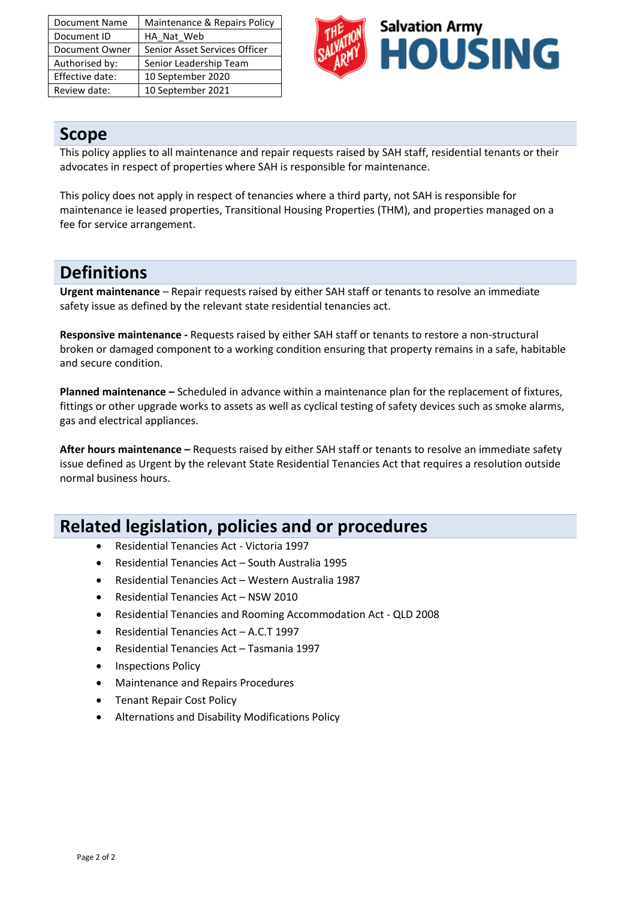| | |
|---|---|
| Document Name | Maintenance & Repairs Policy |
| Document ID | HA_Nat_Web |
| Document Owner | Senior Asset Services Officer |
| Authorised by: | Senior Leadership Team |
| Effective date: | 10 September 2020 |
| Review date: | 10 September 2021 |

Salvation Army **HOUSING**

## Scope

This policy applies to all maintenance and repair requests raised by SAH staff, residential tenants or their advocates in respect of properties where SAH is responsible for maintenance.

This policy does not apply in respect of tenancies where a third party, not SAH is responsible for maintenance ie leased properties, Transitional Housing Properties (THM), and properties managed on a fee for service arrangement.

## Definitions

**Urgent maintenance** – Repair requests raised by either SAH staff or tenants to resolve an immediate safety issue as defined by the relevant state residential tenancies act.

**Responsive maintenance -** Requests raised by either SAH staff or tenants to restore a non-structural broken or damaged component to a working condition ensuring that property remains in a safe, habitable and secure condition.

**Planned maintenance –** Scheduled in advance within a maintenance plan for the replacement of fixtures, fittings or other upgrade works to assets as well as cyclical testing of safety devices such as smoke alarms, gas and electrical appliances.

**After hours maintenance –** Requests raised by either SAH staff or tenants to resolve an immediate safety issue defined as Urgent by the relevant State Residential Tenancies Act that requires a resolution outside normal business hours.

## Related legislation, policies and or procedures

- Residential Tenancies Act - Victoria 1997
- Residential Tenancies Act – South Australia 1995
- Residential Tenancies Act – Western Australia 1987
- Residential Tenancies Act – NSW 2010
- Residential Tenancies and Rooming Accommodation Act - QLD 2008
- Residential Tenancies Act – A.C.T 1997
- Residential Tenancies Act – Tasmania 1997
- Inspections Policy
- Maintenance and Repairs Procedures
- Tenant Repair Cost Policy
- Alternations and Disability Modifications Policy